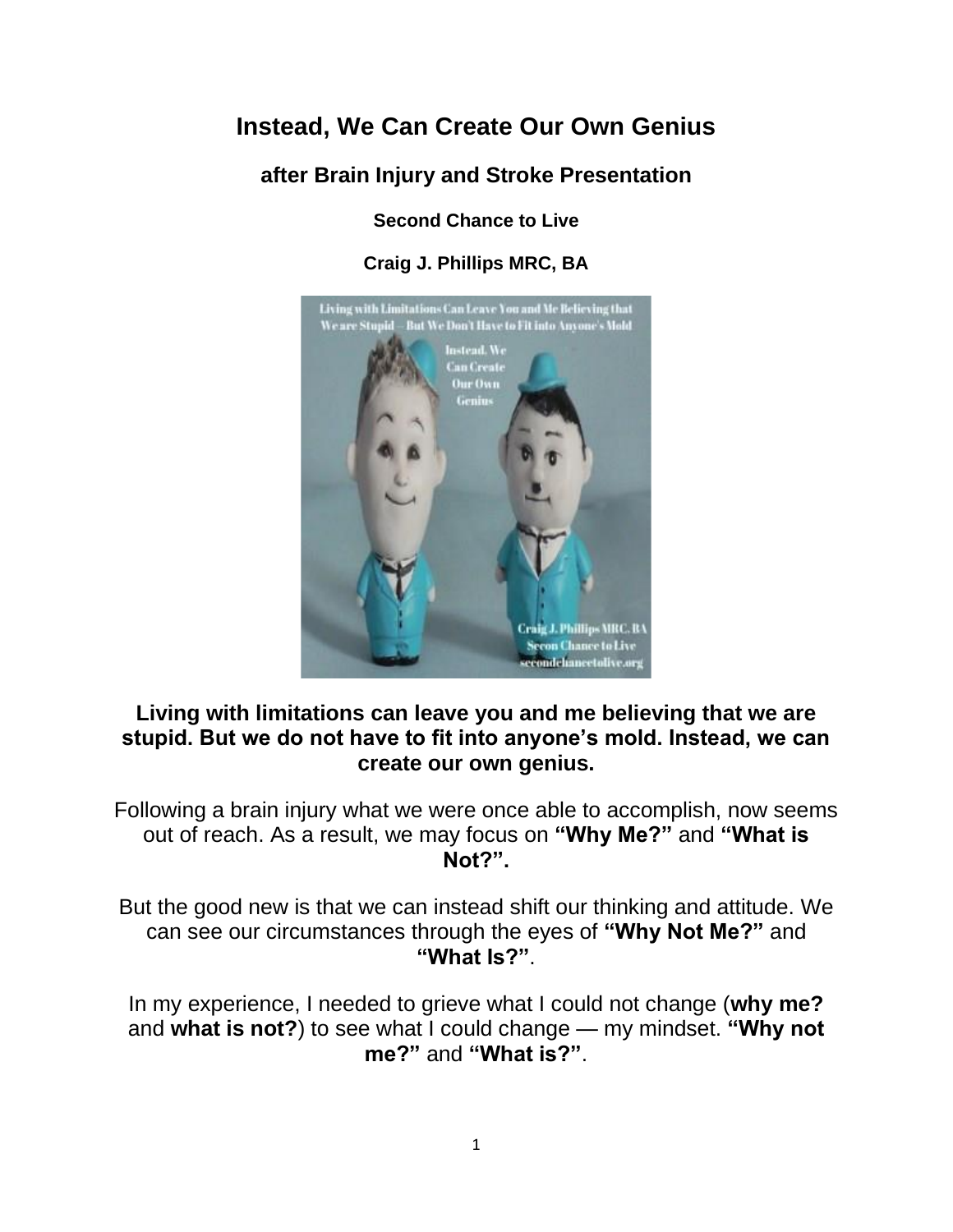# Instead, We Can Create Our Own Genius

## after Brain Injury and Stroke Presentation

### Second Chance to Live

### Craig J. Phillips MRC, BA

**Living with limitations can leave you and me believing that we are stupid. But we do not have to fit into anyone's mold. Instead, we can create our own genius.**

Following a brain injury what we were once able to accomplish, now seems out of reach. As a result, we may focus on **"Why Me?"** and **"What is Not?".**

But the good new is that we can instead shift our thinking and attitude. We can see our circumstances through the eyes of **"Why Not Me?"** and **"What Is?"**.

In my experience, I needed to grieve what I could not change (**why me?** and **what is not?**) to see what I could change — my mindset. **"Why not me?"** and **"What is?"**.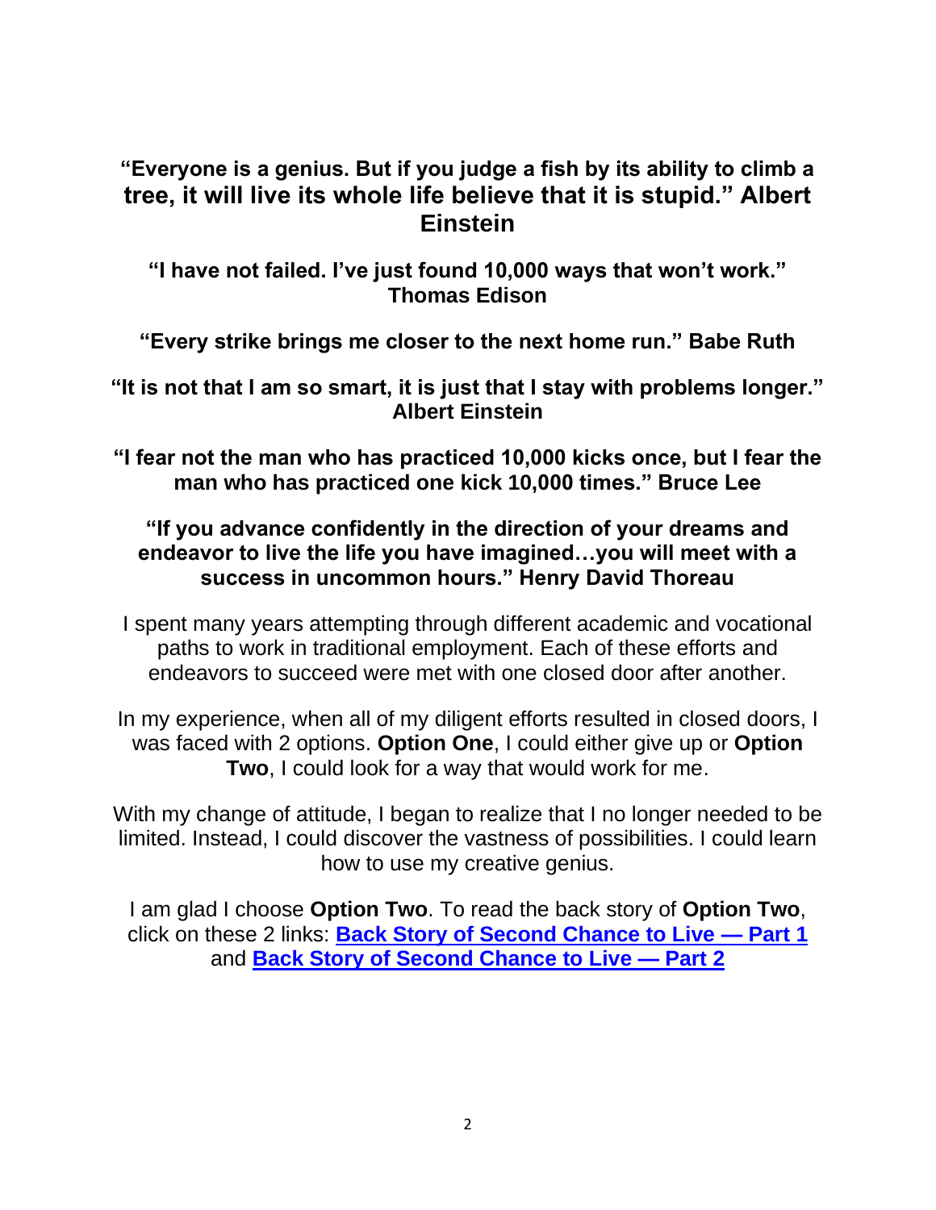**"Everyone is a genius. But if you judge a fish by its ability to climb a tree, it will live its whole life believe that it is stupid." Albert Einstein**

**"I have not failed. I've just found 10,000 ways that won't work." Thomas Edison**

**"Every strike brings me closer to the next home run." Babe Ruth**

**"It is not that I am so smart, it is just that I stay with problems longer." Albert Einstein**

**"I fear not the man who has practiced 10,000 kicks once, but I fear the man who has practiced one kick 10,000 times." Bruce Lee**

**"If you advance confidently in the direction of your dreams and endeavor to live the life you have imagined…you will meet with a success in uncommon hours." Henry David Thoreau**

I spent many years attempting through different academic and vocational paths to work in traditional employment. Each of these efforts and endeavors to succeed were met with one closed door after another.

In my experience, when all of my diligent efforts resulted in closed doors, I was faced with 2 options. **Option One**, I could either give up or **Option Two**, I could look for a way that would work for me.

With my change of attitude, I began to realize that I no longer needed to be limited. Instead, I could discover the vastness of possibilities. I could learn how to use my creative genius.

I am glad I choose **Option Two**. To read the back story of **Option Two**, click on these 2 links: **Back Story of Second Chance to Live — Part 1** and **Back Story of Second Chance to Live — Part 2**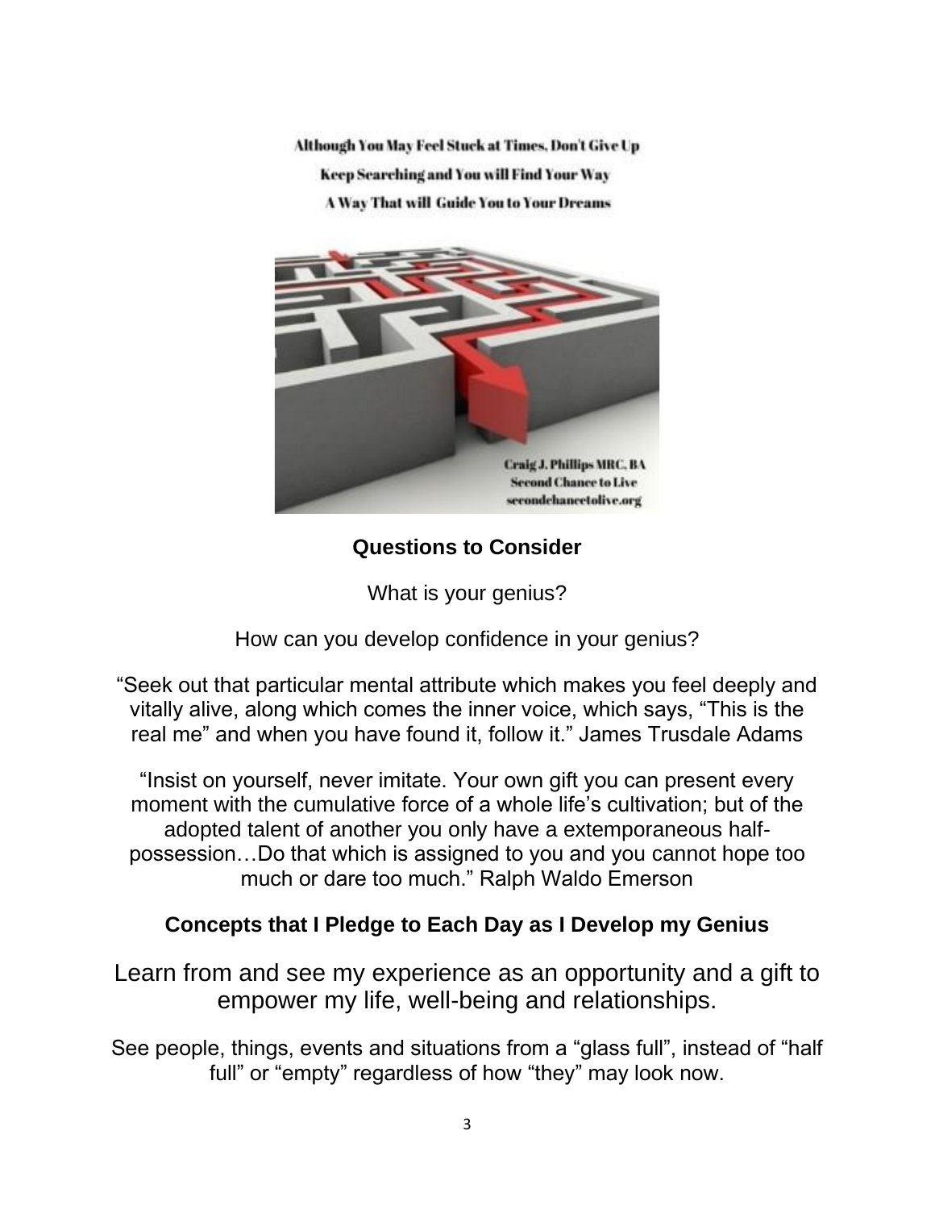Although You May Feel Stuck at Times, Don't Give Up

Keep Searching and You will Find Your Way

A Way That will Guide You to Your Dreams

Craig J. Phillips MRC, BA
Second Chance to Live
secondchancetolive.org

**Questions to Consider**

What is your genius?

How can you develop confidence in your genius?

"Seek out that particular mental attribute which makes you feel deeply and vitally alive, along which comes the inner voice, which says, "This is the real me" and when you have found it, follow it." James Trusdale Adams

"Insist on yourself, never imitate. Your own gift you can present every moment with the cumulative force of a whole life's cultivation; but of the adopted talent of another you only have a extemporaneous half-possession…Do that which is assigned to you and you cannot hope too much or dare too much." Ralph Waldo Emerson

**Concepts that I Pledge to Each Day as I Develop my Genius**

Learn from and see my experience as an opportunity and a gift to empower my life, well-being and relationships.

See people, things, events and situations from a "glass full", instead of "half full" or "empty" regardless of how "they" may look now.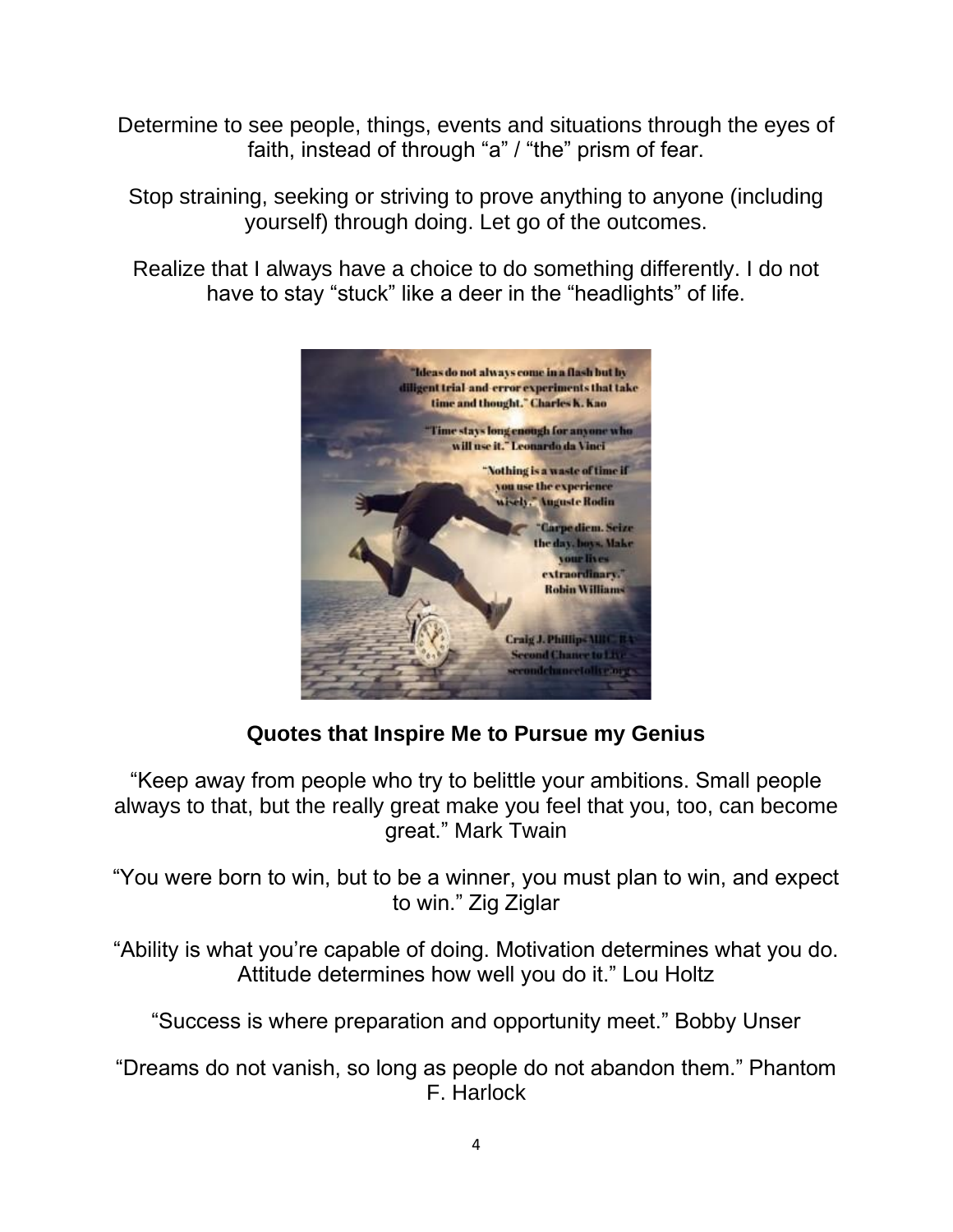Determine to see people, things, events and situations through the eyes of faith, instead of through "a" / "the" prism of fear.

Stop straining, seeking or striving to prove anything to anyone (including yourself) through doing. Let go of the outcomes.

Realize that I always have a choice to do something differently. I do not have to stay "stuck" like a deer in the "headlights" of life.

**Quotes that Inspire Me to Pursue my Genius**

"Keep away from people who try to belittle your ambitions. Small people always to that, but the really great make you feel that you, too, can become great." Mark Twain

"You were born to win, but to be a winner, you must plan to win, and expect to win." Zig Ziglar

"Ability is what you're capable of doing. Motivation determines what you do. Attitude determines how well you do it." Lou Holtz

"Success is where preparation and opportunity meet." Bobby Unser

"Dreams do not vanish, so long as people do not abandon them." Phantom F. Harlock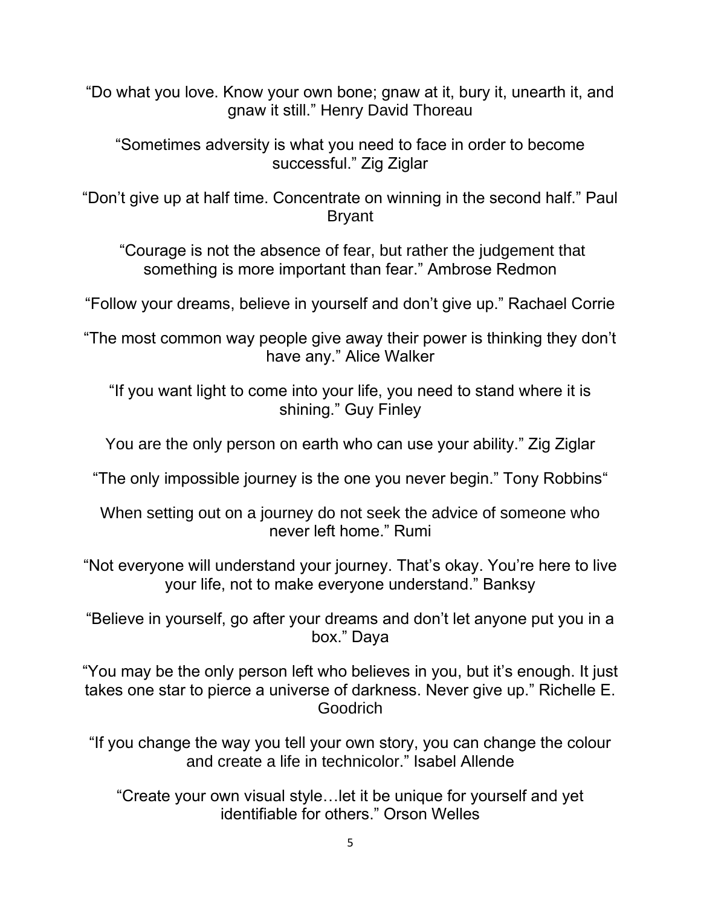“Do what you love. Know your own bone; gnaw at it, bury it, unearth it, and gnaw it still.” Henry David Thoreau

“Sometimes adversity is what you need to face in order to become successful.” Zig Ziglar

“Don’t give up at half time. Concentrate on winning in the second half.” Paul Bryant

“Courage is not the absence of fear, but rather the judgement that something is more important than fear.” Ambrose Redmon

“Follow your dreams, believe in yourself and don’t give up.” Rachael Corrie

“The most common way people give away their power is thinking they don’t have any.” Alice Walker

“If you want light to come into your life, you need to stand where it is shining.” Guy Finley

You are the only person on earth who can use your ability.” Zig Ziglar

“The only impossible journey is the one you never begin.” Tony Robbins“

When setting out on a journey do not seek the advice of someone who never left home.” Rumi

“Not everyone will understand your journey. That’s okay. You’re here to live your life, not to make everyone understand.” Banksy

“Believe in yourself, go after your dreams and don’t let anyone put you in a box.” Daya

“You may be the only person left who believes in you, but it’s enough. It just takes one star to pierce a universe of darkness. Never give up.” Richelle E. Goodrich

“If you change the way you tell your own story, you can change the colour and create a life in technicolor.” Isabel Allende

“Create your own visual style…let it be unique for yourself and yet identifiable for others.” Orson Welles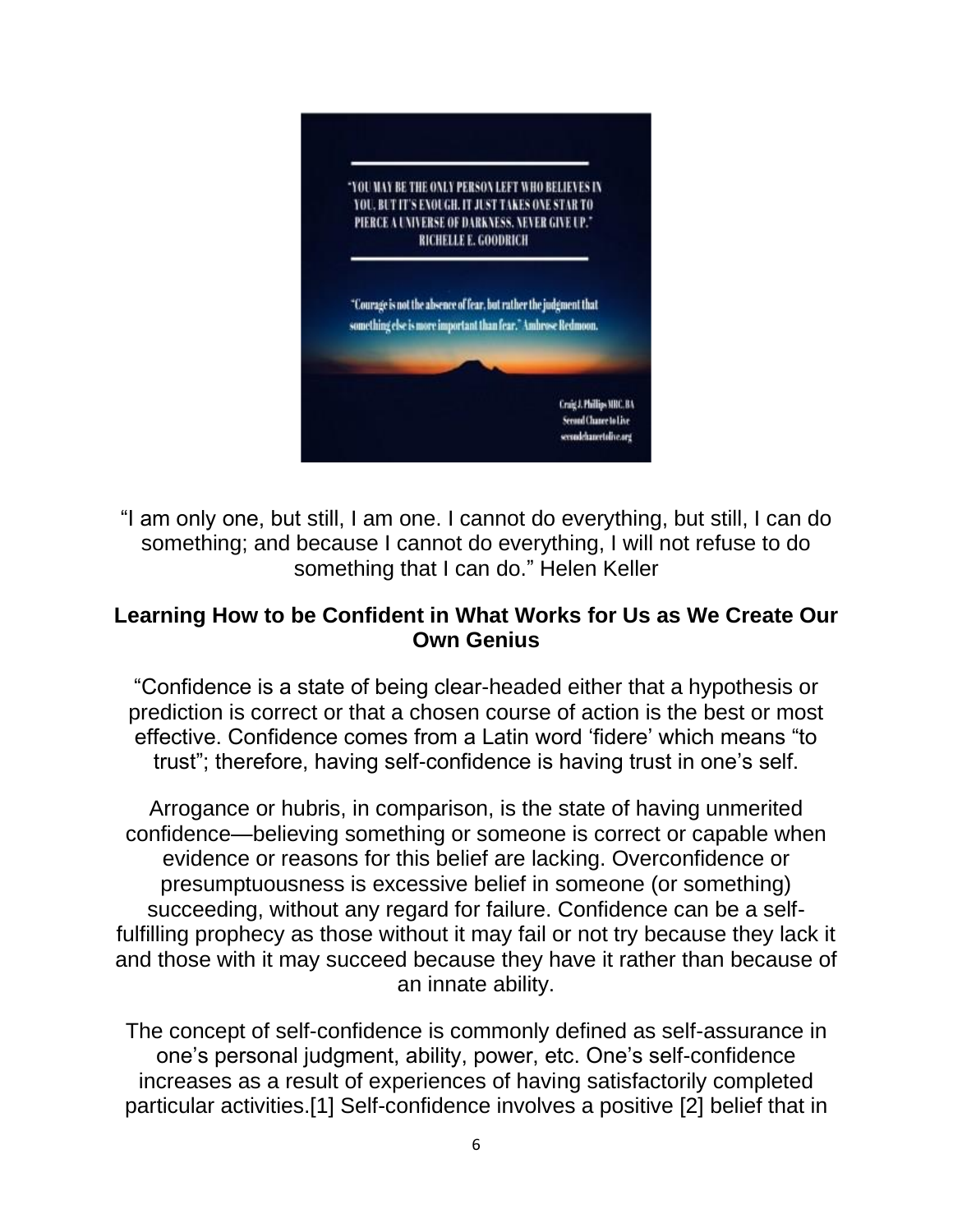"YOU MAY BE THE ONLY PERSON LEFT WHO BELIEVES IN YOU, BUT IT'S ENOUGH. IT JUST TAKES ONE STAR TO PIERCE A UNIVERSE OF DARKNESS. NEVER GIVE UP." RICHELLE E. GOODRICH

"Courage is not the absence of fear, but rather the judgment that something else is more important than fear." Ambrose Redmoon.

Craig J. Phillips MRC, BA
Second Chance to Live
secondchancetolive.org

"I am only one, but still, I am one. I cannot do everything, but still, I can do something; and because I cannot do everything, I will not refuse to do something that I can do." Helen Keller

## Learning How to be Confident in What Works for Us as We Create Our Own Genius

"Confidence is a state of being clear-headed either that a hypothesis or prediction is correct or that a chosen course of action is the best or most effective. Confidence comes from a Latin word 'fidere' which means "to trust"; therefore, having self-confidence is having trust in one's self.

Arrogance or hubris, in comparison, is the state of having unmerited confidence—believing something or someone is correct or capable when evidence or reasons for this belief are lacking. Overconfidence or presumptuousness is excessive belief in someone (or something) succeeding, without any regard for failure. Confidence can be a self-fulfilling prophecy as those without it may fail or not try because they lack it and those with it may succeed because they have it rather than because of an innate ability.

The concept of self-confidence is commonly defined as self-assurance in one's personal judgment, ability, power, etc. One's self-confidence increases as a result of experiences of having satisfactorily completed particular activities.[1] Self-confidence involves a positive [2] belief that in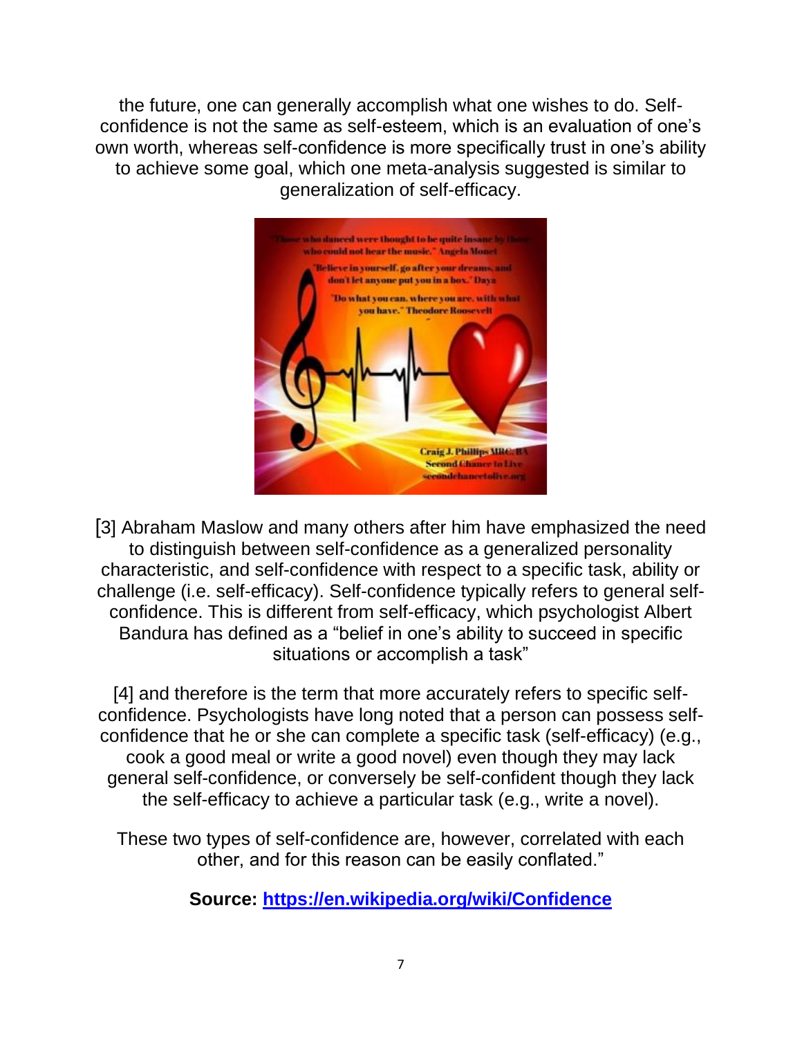the future, one can generally accomplish what one wishes to do. Self-confidence is not the same as self-esteem, which is an evaluation of one's own worth, whereas self-confidence is more specifically trust in one's ability to achieve some goal, which one meta-analysis suggested is similar to generalization of self-efficacy.

[3] Abraham Maslow and many others after him have emphasized the need to distinguish between self-confidence as a generalized personality characteristic, and self-confidence with respect to a specific task, ability or challenge (i.e. self-efficacy). Self-confidence typically refers to general self-confidence. This is different from self-efficacy, which psychologist Albert Bandura has defined as a "belief in one's ability to succeed in specific situations or accomplish a task"

[4] and therefore is the term that more accurately refers to specific self-confidence. Psychologists have long noted that a person can possess self-confidence that he or she can complete a specific task (self-efficacy) (e.g., cook a good meal or write a good novel) even though they may lack general self-confidence, or conversely be self-confident though they lack the self-efficacy to achieve a particular task (e.g., write a novel).

These two types of self-confidence are, however, correlated with each other, and for this reason can be easily conflated."

**Source: [https://en.wikipedia.org/wiki/Confidence](https://en.wikipedia.org/wiki/Confidence)**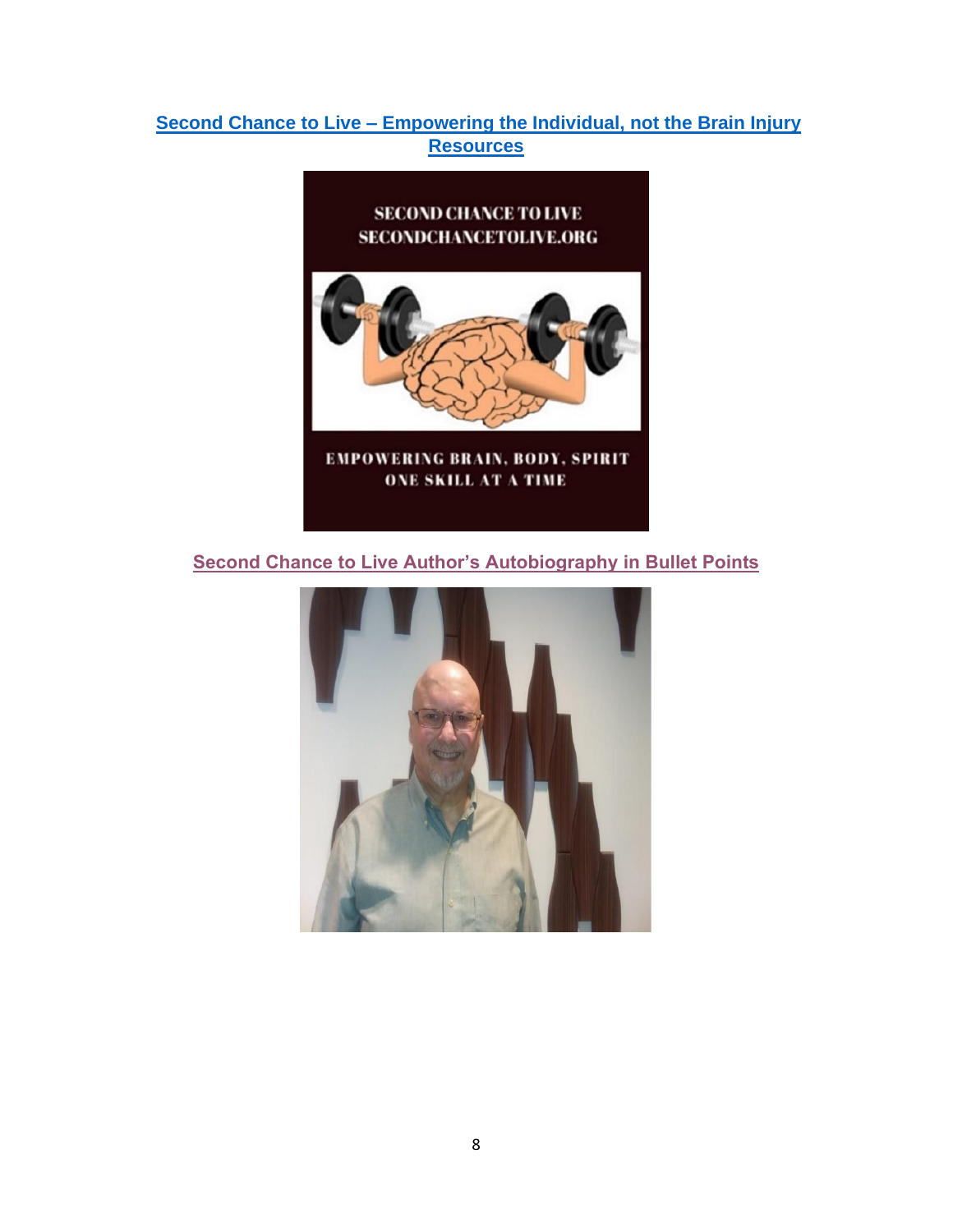[Second Chance to Live – Empowering the Individual, not the Brain Injury Resources]

[Second Chance to Live Author's Autobiography in Bullet Points]